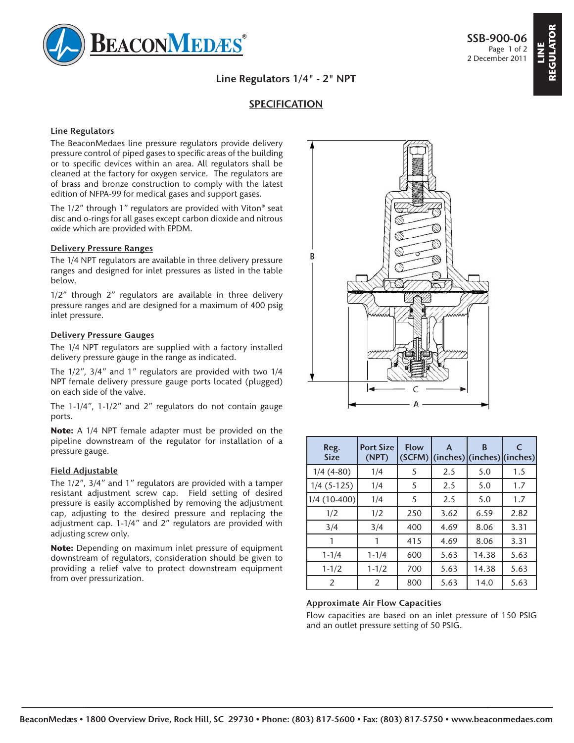# Line Regulators 1/4" - 2" NPT

## SPECIFICATION

### Line Regulators

The BeaconMedaes line pressure regulators provide delivery pressure control of piped gases to specific areas of the building or to specific devices within an area. All regulators shall be cleaned at the factory for oxygen service. The regulators are of brass and bronze construction to comply with the latest edition of NFPA-99 for medical gases and support gases.

The 1/2" through 1" regulators are provided with Viton® seat disc and o-rings for all gases except carbon dioxide and nitrous oxide which are provided with EPDM.

### Delivery Pressure Ranges

The 1/4 NPT regulators are available in three delivery pressure ranges and designed for inlet pressures as listed in the table below.

1/2" through 2" regulators are available in three delivery pressure ranges and are designed for a maximum of 400 psig inlet pressure.

### Delivery Pressure Gauges

The 1/4 NPT regulators are supplied with a factory installed delivery pressure gauge in the range as indicated.

The 1/2", 3/4" and 1" regulators are provided with two 1/4 NPT female delivery pressure gauge ports located (plugged) on each side of the valve.

The 1-1/4", 1-1/2" and 2" regulators do not contain gauge ports.

**Note:** A 1/4 NPT female adapter must be provided on the pipeline downstream of the regulator for installation of a pressure gauge.

### Field Adjustable

The 1/2", 3/4" and 1" regulators are provided with a tamper resistant adjustment screw cap. Field setting of desired pressure is easily accomplished by removing the adjustment cap, adjusting to the desired pressure and replacing the adjustment cap. 1-1/4" and 2" regulators are provided with adjusting screw only.

**Note:** Depending on maximum inlet pressure of equipment downstream of regulators, consideration should be given to providing a relief valve to protect downstream equipment from over pressurization.

| Reg. Size | Port Size (NPT) | Flow (SCFM) | A (inches) | B (inches) | C (inches) |
|---|---|---|---|---|---|
| 1/4 (4-80) | 1/4 | 5 | 2.5 | 5.0 | 1.5 |
| 1/4 (5-125) | 1/4 | 5 | 2.5 | 5.0 | 1.7 |
| 1/4 (10-400) | 1/4 | 5 | 2.5 | 5.0 | 1.7 |
| 1/2 | 1/2 | 250 | 3.62 | 6.59 | 2.82 |
| 3/4 | 3/4 | 400 | 4.69 | 8.06 | 3.31 |
| 1 | 1 | 415 | 4.69 | 8.06 | 3.31 |
| 1-1/4 | 1-1/4 | 600 | 5.63 | 14.38 | 5.63 |
| 1-1/2 | 1-1/2 | 700 | 5.63 | 14.38 | 5.63 |
| 2 | 2 | 800 | 5.63 | 14.0 | 5.63 |

### Approximate Air Flow Capacities

Flow capacities are based on an inlet pressure of 150 PSIG and an outlet pressure setting of 50 PSIG.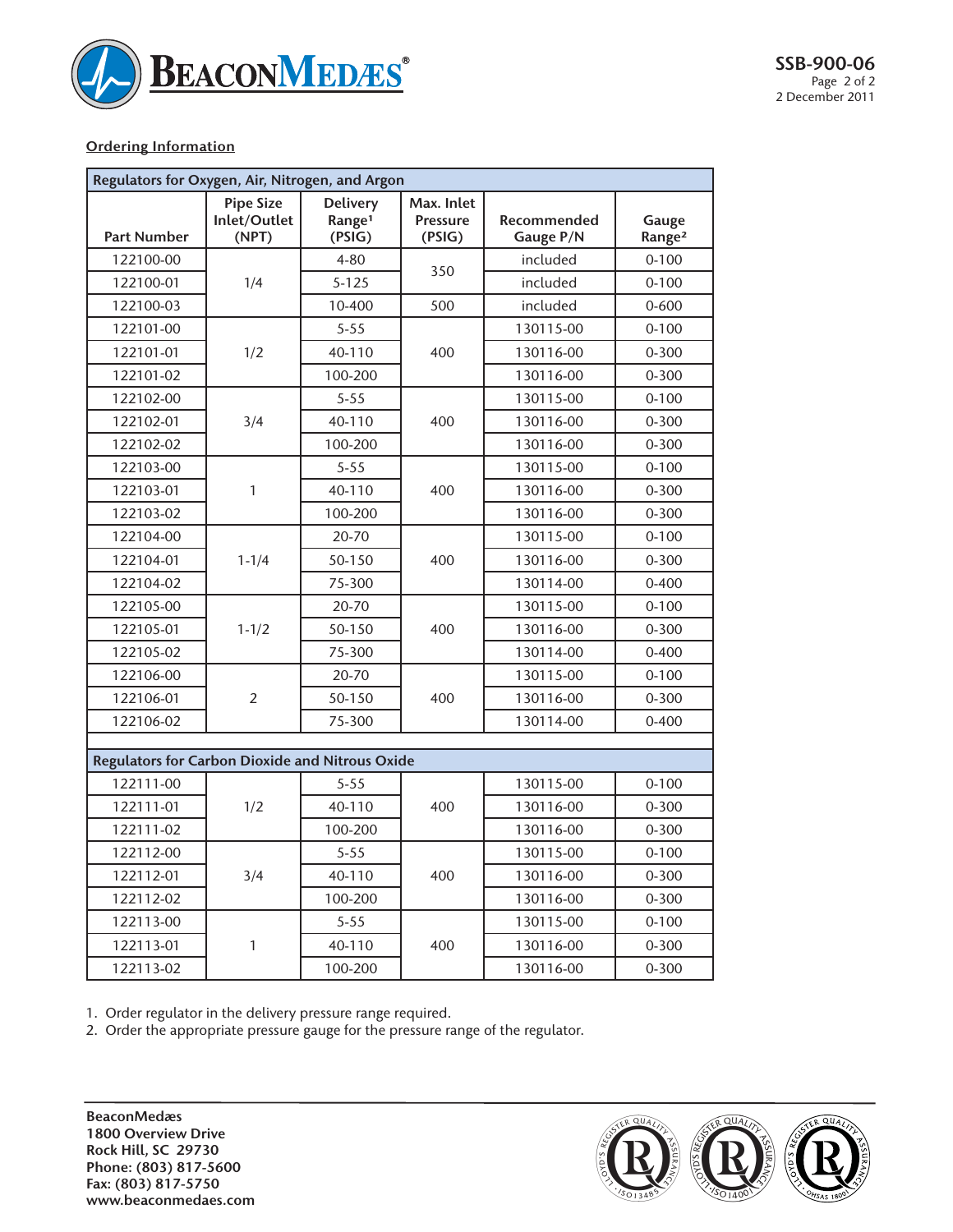## Ordering Information

| Part Number | Pipe Size Inlet/Outlet (NPT) | Delivery Range[1] (PSIG) | Max. Inlet Pressure (PSIG) | Recommended Gauge P/N | Gauge Range[2] |
|---|---|---|---|---|---|
| **Regulators for Oxygen, Air, Nitrogen, and Argon** | | | | | |
| 122100-00 | 1/4 | 4-80 | 350 | included | 0-100 |
| 122100-01 | | 5-125 | | included | 0-100 |
| 122100-03 | | 10-400 | 500 | included | 0-600 |
| 122101-00 | 1/2 | 5-55 | 400 | 130115-00 | 0-100 |
| 122101-01 | | 40-110 | | 130116-00 | 0-300 |
| 122101-02 | | 100-200 | | 130116-00 | 0-300 |
| 122102-00 | 3/4 | 5-55 | 400 | 130115-00 | 0-100 |
| 122102-01 | | 40-110 | | 130116-00 | 0-300 |
| 122102-02 | | 100-200 | | 130116-00 | 0-300 |
| 122103-00 | 1 | 5-55 | 400 | 130115-00 | 0-100 |
| 122103-01 | | 40-110 | | 130116-00 | 0-300 |
| 122103-02 | | 100-200 | | 130116-00 | 0-300 |
| 122104-00 | 1-1/4 | 20-70 | 400 | 130115-00 | 0-100 |
| 122104-01 | | 50-150 | | 130116-00 | 0-300 |
| 122104-02 | | 75-300 | | 130114-00 | 0-400 |
| 122105-00 | 1-1/2 | 20-70 | 400 | 130115-00 | 0-100 |
| 122105-01 | | 50-150 | | 130116-00 | 0-300 |
| 122105-02 | | 75-300 | | 130114-00 | 0-400 |
| 122106-00 | 2 | 20-70 | 400 | 130115-00 | 0-100 |
| 122106-01 | | 50-150 | | 130116-00 | 0-300 |
| 122106-02 | | 75-300 | | 130114-00 | 0-400 |
| **Regulators for Carbon Dioxide and Nitrous Oxide** | | | | | |
| 122111-00 | 1/2 | 5-55 | 400 | 130115-00 | 0-100 |
| 122111-01 | | 40-110 | | 130116-00 | 0-300 |
| 122111-02 | | 100-200 | | 130116-00 | 0-300 |
| 122112-00 | 3/4 | 5-55 | 400 | 130115-00 | 0-100 |
| 122112-01 | | 40-110 | | 130116-00 | 0-300 |
| 122112-02 | | 100-200 | | 130116-00 | 0-300 |
| 122113-00 | 1 | 5-55 | 400 | 130115-00 | 0-100 |
| 122113-01 | | 40-110 | | 130116-00 | 0-300 |
| 122113-02 | | 100-200 | | 130116-00 | 0-300 |

1. Order regulator in the delivery pressure range required.
2. Order the appropriate pressure gauge for the pressure range of the regulator.

**BeaconMedæs**
**1800 Overview Drive**
**Rock Hill, SC 29730**
**Phone: (803) 817-5600**
**Fax: (803) 817-5750**
**www.beaconmedaes.com**